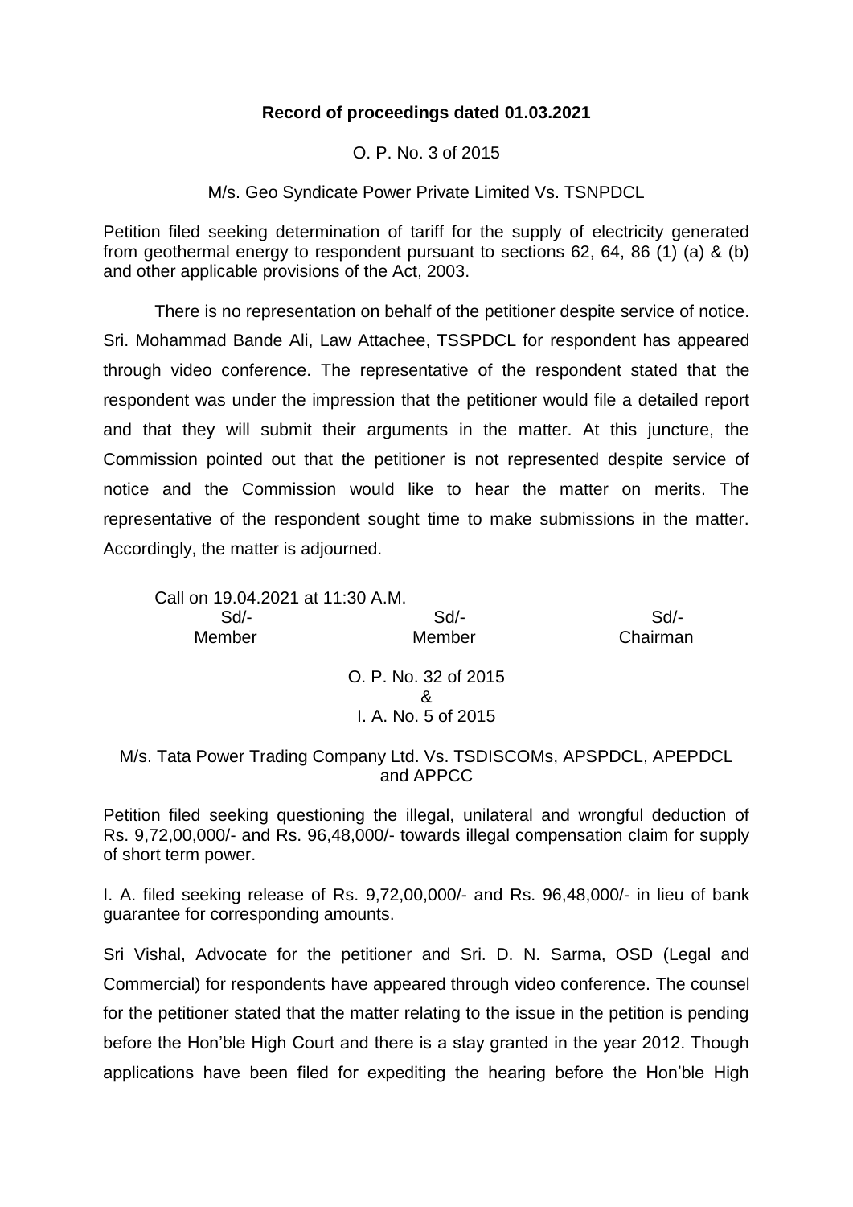**Record of proceedings dated 01.03.2021**

O. P. No. 3 of 2015

M/s. Geo Syndicate Power Private Limited Vs. TSNPDCL

Petition filed seeking determination of tariff for the supply of electricity generated from geothermal energy to respondent pursuant to sections 62, 64, 86 (1) (a) & (b) and other applicable provisions of the Act, 2003.

There is no representation on behalf of the petitioner despite service of notice. Sri. Mohammad Bande Ali, Law Attachee, TSSPDCL for respondent has appeared through video conference. The representative of the respondent stated that the respondent was under the impression that the petitioner would file a detailed report and that they will submit their arguments in the matter. At this juncture, the Commission pointed out that the petitioner is not represented despite service of notice and the Commission would like to hear the matter on merits. The representative of the respondent sought time to make submissions in the matter. Accordingly, the matter is adjourned.

Call on 19.04.2021 at 11:30 A.M.

| Sd/- | Sd/- | Sd/- |
|---|---|---|
| Member | Member | Chairman |

O. P. No. 32 of 2015
&
I. A. No. 5 of 2015

M/s. Tata Power Trading Company Ltd. Vs. TSDISCOMs, APSPDCL, APEPDCL and APPCC

Petition filed seeking questioning the illegal, unilateral and wrongful deduction of Rs. 9,72,00,000/- and Rs. 96,48,000/- towards illegal compensation claim for supply of short term power.

I. A. filed seeking release of Rs. 9,72,00,000/- and Rs. 96,48,000/- in lieu of bank guarantee for corresponding amounts.

Sri Vishal, Advocate for the petitioner and Sri. D. N. Sarma, OSD (Legal and Commercial) for respondents have appeared through video conference. The counsel for the petitioner stated that the matter relating to the issue in the petition is pending before the Hon'ble High Court and there is a stay granted in the year 2012. Though applications have been filed for expediting the hearing before the Hon'ble High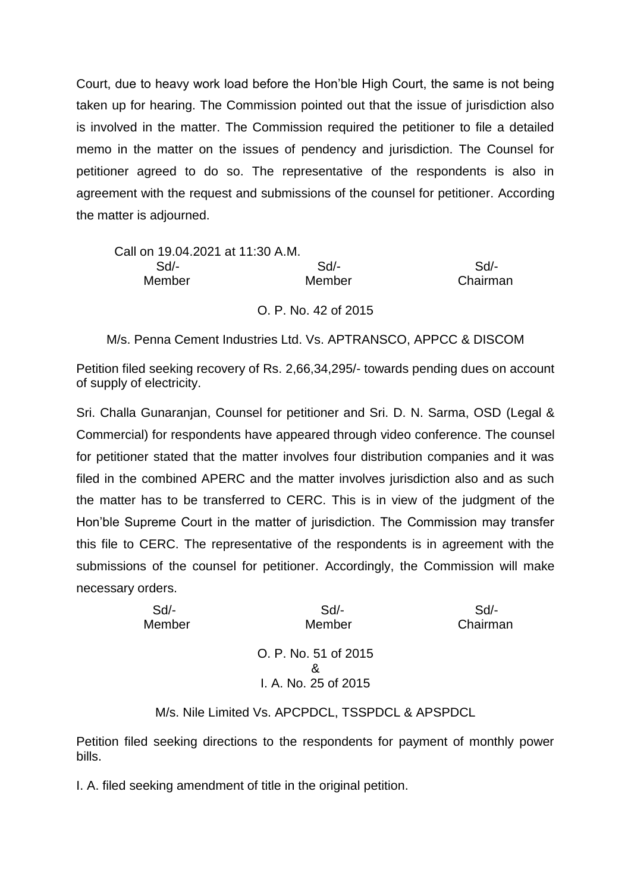Court, due to heavy work load before the Hon'ble High Court, the same is not being taken up for hearing. The Commission pointed out that the issue of jurisdiction also is involved in the matter. The Commission required the petitioner to file a detailed memo in the matter on the issues of pendency and jurisdiction. The Counsel for petitioner agreed to do so. The representative of the respondents is also in agreement with the request and submissions of the counsel for petitioner. According the matter is adjourned.

Call on 19.04.2021 at 11:30 A.M.

| Sd/- | Sd/- | Sd/- |
|---|---|---|
| Member | Member | Chairman |

O. P. No. 42 of 2015

M/s. Penna Cement Industries Ltd. Vs. APTRANSCO, APPCC & DISCOM

Petition filed seeking recovery of Rs. 2,66,34,295/- towards pending dues on account of supply of electricity.

Sri. Challa Gunaranjan, Counsel for petitioner and Sri. D. N. Sarma, OSD (Legal & Commercial) for respondents have appeared through video conference. The counsel for petitioner stated that the matter involves four distribution companies and it was filed in the combined APERC and the matter involves jurisdiction also and as such the matter has to be transferred to CERC. This is in view of the judgment of the Hon'ble Supreme Court in the matter of jurisdiction. The Commission may transfer this file to CERC. The representative of the respondents is in agreement with the submissions of the counsel for petitioner. Accordingly, the Commission will make necessary orders.

| Sd/- | Sd/- | Sd/- |
|---|---|---|
| Member | Member | Chairman |

O. P. No. 51 of 2015
&
I. A. No. 25 of 2015

M/s. Nile Limited Vs. APCPDCL, TSSPDCL & APSPDCL

Petition filed seeking directions to the respondents for payment of monthly power bills.

I. A. filed seeking amendment of title in the original petition.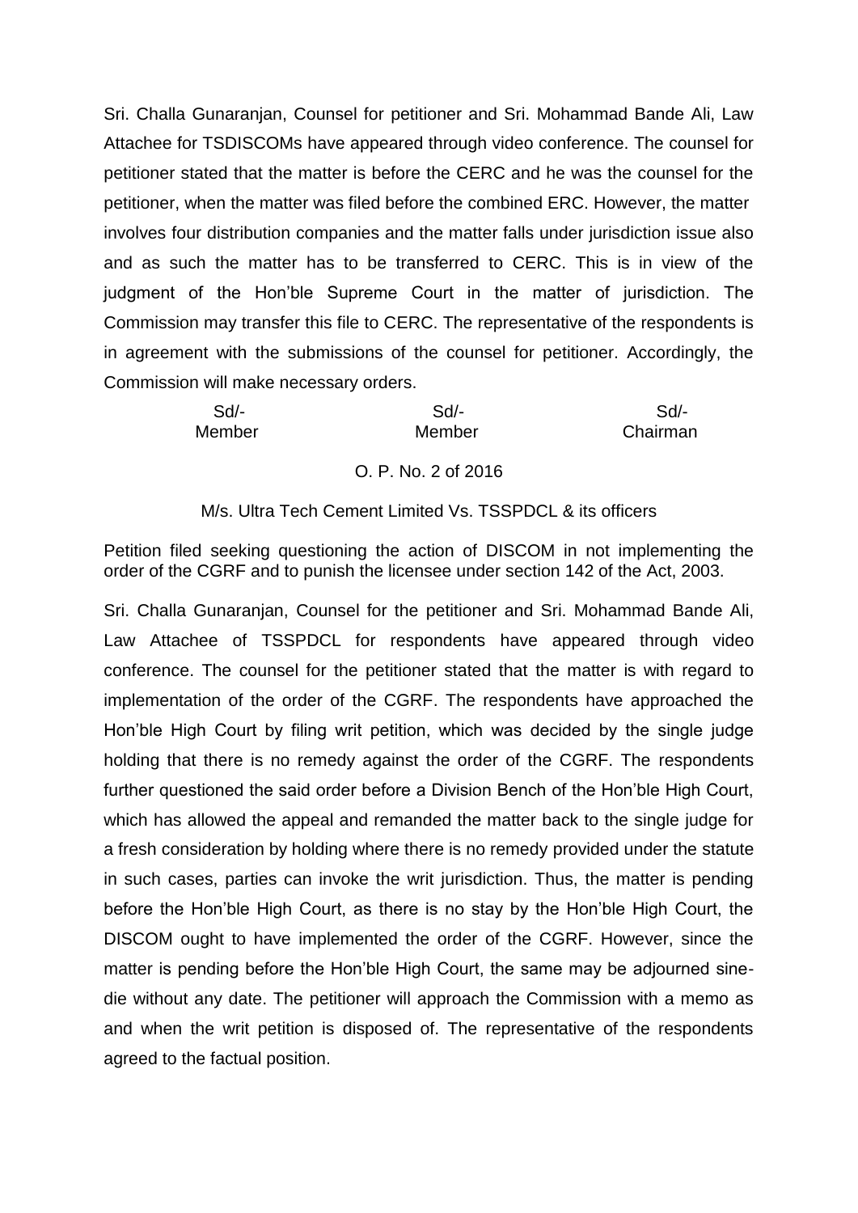Sri. Challa Gunaranjan, Counsel for petitioner and Sri. Mohammad Bande Ali, Law Attachee for TSDISCOMs have appeared through video conference. The counsel for petitioner stated that the matter is before the CERC and he was the counsel for the petitioner, when the matter was filed before the combined ERC. However, the matter involves four distribution companies and the matter falls under jurisdiction issue also and as such the matter has to be transferred to CERC. This is in view of the judgment of the Hon'ble Supreme Court in the matter of jurisdiction. The Commission may transfer this file to CERC. The representative of the respondents is in agreement with the submissions of the counsel for petitioner. Accordingly, the Commission will make necessary orders.

| Sd/- | Sd/- | Sd/- |
|---|---|---|
| Member | Member | Chairman |

O. P. No. 2 of 2016

M/s. Ultra Tech Cement Limited Vs. TSSPDCL & its officers

Petition filed seeking questioning the action of DISCOM in not implementing the order of the CGRF and to punish the licensee under section 142 of the Act, 2003.

Sri. Challa Gunaranjan, Counsel for the petitioner and Sri. Mohammad Bande Ali, Law Attachee of TSSPDCL for respondents have appeared through video conference. The counsel for the petitioner stated that the matter is with regard to implementation of the order of the CGRF. The respondents have approached the Hon'ble High Court by filing writ petition, which was decided by the single judge holding that there is no remedy against the order of the CGRF. The respondents further questioned the said order before a Division Bench of the Hon'ble High Court, which has allowed the appeal and remanded the matter back to the single judge for a fresh consideration by holding where there is no remedy provided under the statute in such cases, parties can invoke the writ jurisdiction. Thus, the matter is pending before the Hon'ble High Court, as there is no stay by the Hon'ble High Court, the DISCOM ought to have implemented the order of the CGRF. However, since the matter is pending before the Hon'ble High Court, the same may be adjourned sine-die without any date. The petitioner will approach the Commission with a memo as and when the writ petition is disposed of. The representative of the respondents agreed to the factual position.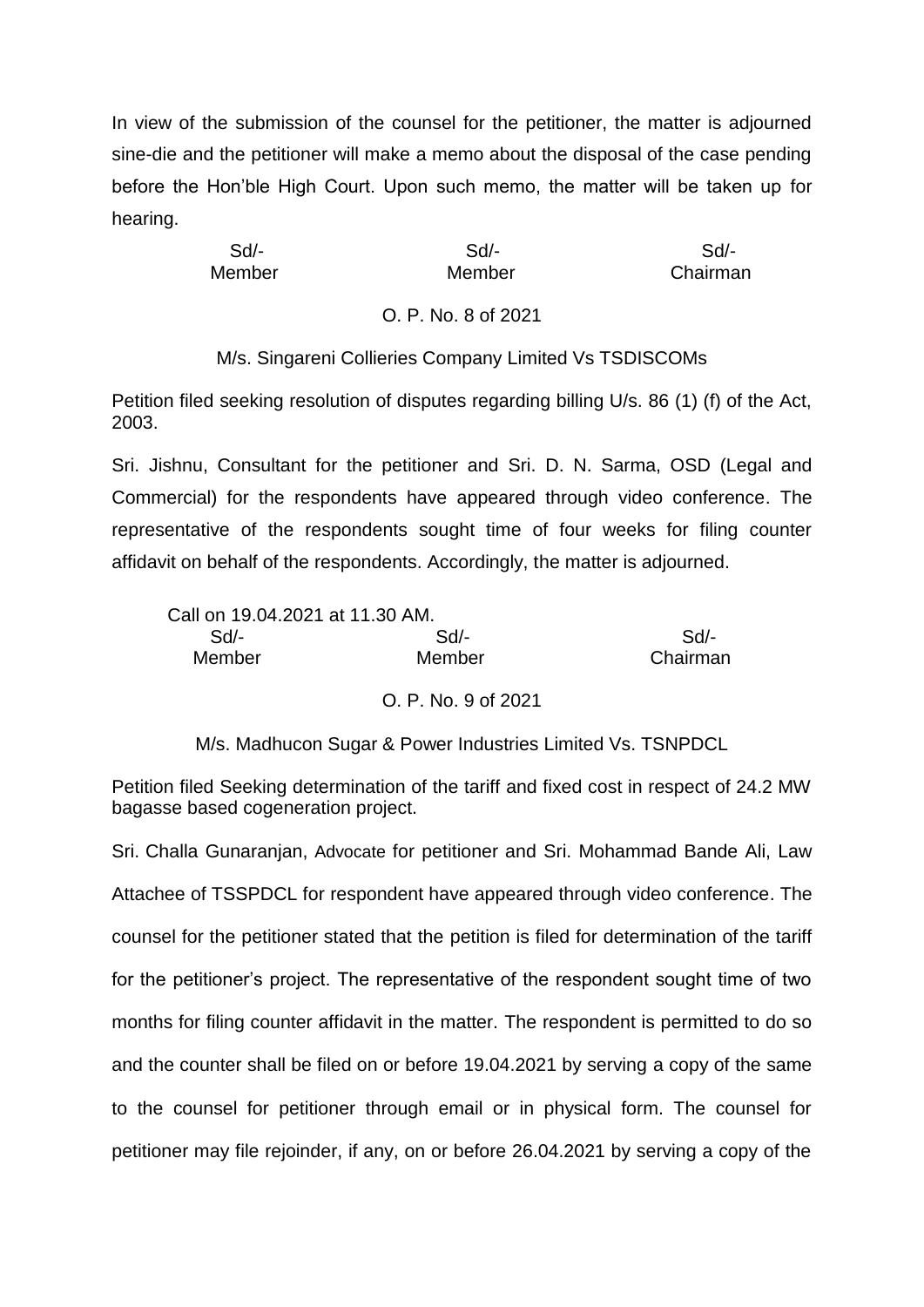In view of the submission of the counsel for the petitioner, the matter is adjourned sine-die and the petitioner will make a memo about the disposal of the case pending before the Hon'ble High Court. Upon such memo, the matter will be taken up for hearing.

| Sd/- | Sd/- | Sd/- |
|---|---|---|
| Member | Member | Chairman |

O. P. No. 8 of 2021

M/s. Singareni Collieries Company Limited Vs TSDISCOMs

Petition filed seeking resolution of disputes regarding billing U/s. 86 (1) (f) of the Act, 2003.

Sri. Jishnu, Consultant for the petitioner and Sri. D. N. Sarma, OSD (Legal and Commercial) for the respondents have appeared through video conference. The representative of the respondents sought time of four weeks for filing counter affidavit on behalf of the respondents. Accordingly, the matter is adjourned.

Call on 19.04.2021 at 11.30 AM.

| Sd/- | Sd/- | Sd/- |
|---|---|---|
| Member | Member | Chairman |

O. P. No. 9 of 2021

M/s. Madhucon Sugar & Power Industries Limited Vs. TSNPDCL

Petition filed Seeking determination of the tariff and fixed cost in respect of 24.2 MW bagasse based cogeneration project.

Sri. Challa Gunaranjan, Advocate for petitioner and Sri. Mohammad Bande Ali, Law Attachee of TSSPDCL for respondent have appeared through video conference. The counsel for the petitioner stated that the petition is filed for determination of the tariff for the petitioner's project. The representative of the respondent sought time of two months for filing counter affidavit in the matter. The respondent is permitted to do so and the counter shall be filed on or before 19.04.2021 by serving a copy of the same to the counsel for petitioner through email or in physical form. The counsel for petitioner may file rejoinder, if any, on or before 26.04.2021 by serving a copy of the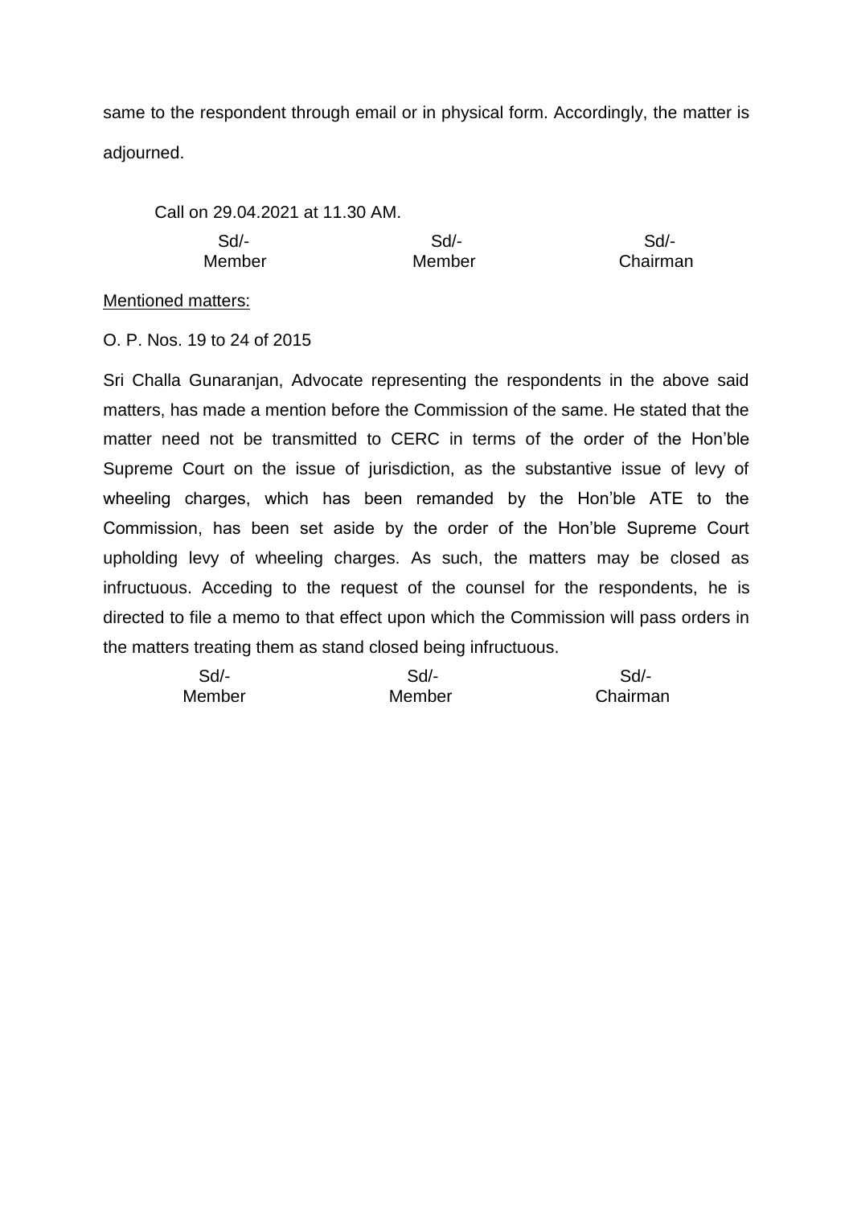same to the respondent through email or in physical form. Accordingly, the matter is adjourned.

Call on 29.04.2021 at 11.30 AM.

| | | |
|---|---|---|
| Sd/- | Sd/- | Sd/- |
| Member | Member | Chairman |

<u>Mentioned matters:</u>

O. P. Nos. 19 to 24 of 2015

Sri Challa Gunaranjan, Advocate representing the respondents in the above said matters, has made a mention before the Commission of the same. He stated that the matter need not be transmitted to CERC in terms of the order of the Hon'ble Supreme Court on the issue of jurisdiction, as the substantive issue of levy of wheeling charges, which has been remanded by the Hon'ble ATE to the Commission, has been set aside by the order of the Hon'ble Supreme Court upholding levy of wheeling charges. As such, the matters may be closed as infructuous. Acceding to the request of the counsel for the respondents, he is directed to file a memo to that effect upon which the Commission will pass orders in the matters treating them as stand closed being infructuous.

| | | |
|---|---|---|
| Sd/- | Sd/- | Sd/- |
| Member | Member | Chairman |